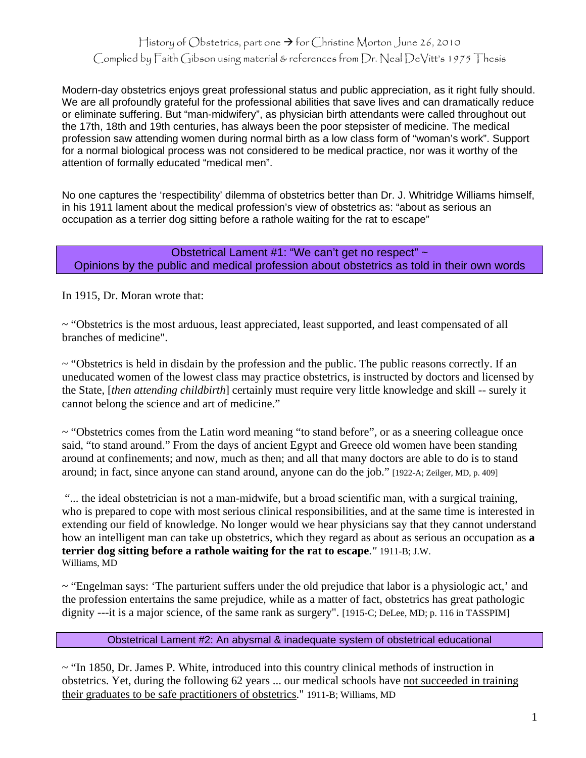# History of Obstetrics, part one → for Christine Morton June 26, 2010

Complied by Faith Gibson using material & references from Dr. Neal DeVitt's 1975 Thesis

Modern-day obstetrics enjoys great professional status and public appreciation, as it right fully should. We are all profoundly grateful for the professional abilities that save lives and can dramatically reduce or eliminate suffering. But "man-midwifery", as physician birth attendants were called throughout out the 17th, 18th and 19th centuries, has always been the poor stepsister of medicine. The medical profession saw attending women during normal birth as a low class form of "woman's work". Support for a normal biological process was not considered to be medical practice, nor was it worthy of the attention of formally educated "medical men".

No one captures the 'respectibility' dilemma of obstetrics better than Dr. J. Whitridge Williams himself, in his 1911 lament about the medical profession's view of obstetrics as: "about as serious an occupation as a terrier dog sitting before a rathole waiting for the rat to escape"

## Obstetrical Lament #1: "We can't get no respect" ~ Opinions by the public and medical profession about obstetrics as told in their own words

In 1915, Dr. Moran wrote that:

~ "Obstetrics is the most arduous, least appreciated, least supported, and least compensated of all branches of medicine".

~ "Obstetrics is held in disdain by the profession and the public. The public reasons correctly. If an uneducated women of the lowest class may practice obstetrics, is instructed by doctors and licensed by the State, [*then attending childbirth*] certainly must require very little knowledge and skill -- surely it cannot belong the science and art of medicine."

~ "Obstetrics comes from the Latin word meaning "to stand before", or as a sneering colleague once said, "to stand around." From the days of ancient Egypt and Greece old women have been standing around at confinements; and now, much as then; and all that many doctors are able to do is to stand around; in fact, since anyone can stand around, anyone can do the job." [1922-A; Zeilger, MD, p. 409]

"... the ideal obstetrician is not a man-midwife, but a broad scientific man, with a surgical training, who is prepared to cope with most serious clinical responsibilities, and at the same time is interested in extending our field of knowledge. No longer would we hear physicians say that they cannot understand how an intelligent man can take up obstetrics, which they regard as about as serious an occupation as **a terrier dog sitting before a rathole waiting for the rat to escape**." 1911-B; J.W. Williams, MD

~ "Engelman says: 'The parturient suffers under the old prejudice that labor is a physiologic act,' and the profession entertains the same prejudice, while as a matter of fact, obstetrics has great pathologic dignity ---it is a major science, of the same rank as surgery". [1915-C; DeLee, MD; p. 116 in TASSPIM]

## Obstetrical Lament #2: An abysmal & inadequate system of obstetrical educational

~ "In 1850, Dr. James P. White, introduced into this country clinical methods of instruction in obstetrics. Yet, during the following 62 years ... our medical schools have not succeeded in training their graduates to be safe practitioners of obstetrics." 1911-B; Williams, MD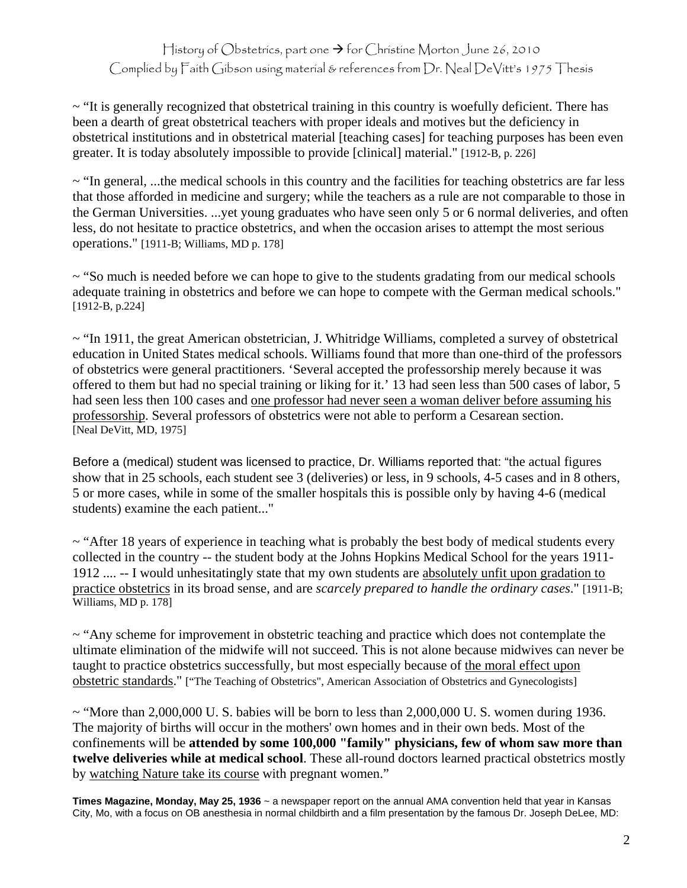History of Obstetrics, part one → for Christine Morton June 26, 2010
Complied by Faith Gibson using material & references from Dr. Neal DeVitt's 1975 Thesis

~ "It is generally recognized that obstetrical training in this country is woefully deficient. There has been a dearth of great obstetrical teachers with proper ideals and motives but the deficiency in obstetrical institutions and in obstetrical material [teaching cases] for teaching purposes has been even greater. It is today absolutely impossible to provide [clinical] material." [1912-B, p. 226]

~ "In general, ...the medical schools in this country and the facilities for teaching obstetrics are far less that those afforded in medicine and surgery; while the teachers as a rule are not comparable to those in the German Universities. ...yet young graduates who have seen only 5 or 6 normal deliveries, and often less, do not hesitate to practice obstetrics, and when the occasion arises to attempt the most serious operations." [1911-B; Williams, MD p. 178]

~ "So much is needed before we can hope to give to the students gradating from our medical schools adequate training in obstetrics and before we can hope to compete with the German medical schools." [1912-B, p.224]

~ "In 1911, the great American obstetrician, J. Whitridge Williams, completed a survey of obstetrical education in United States medical schools. Williams found that more than one-third of the professors of obstetrics were general practitioners. 'Several accepted the professorship merely because it was offered to them but had no special training or liking for it.' 13 had seen less than 500 cases of labor, 5 had seen less then 100 cases and one professor had never seen a woman deliver before assuming his professorship. Several professors of obstetrics were not able to perform a Cesarean section. [Neal DeVitt, MD, 1975]

Before a (medical) student was licensed to practice, Dr. Williams reported that: "the actual figures show that in 25 schools, each student see 3 (deliveries) or less, in 9 schools, 4-5 cases and in 8 others, 5 or more cases, while in some of the smaller hospitals this is possible only by having 4-6 (medical students) examine the each patient..."

~ "After 18 years of experience in teaching what is probably the best body of medical students every collected in the country -- the student body at the Johns Hopkins Medical School for the years 1911-1912 .... -- I would unhesitatingly state that my own students are absolutely unfit upon gradation to practice obstetrics in its broad sense, and are *scarcely prepared to handle the ordinary cases*." [1911-B; Williams, MD p. 178]

~ "Any scheme for improvement in obstetric teaching and practice which does not contemplate the ultimate elimination of the midwife will not succeed. This is not alone because midwives can never be taught to practice obstetrics successfully, but most especially because of the moral effect upon obstetric standards." ["The Teaching of Obstetrics", American Association of Obstetrics and Gynecologists]

~ "More than 2,000,000 U. S. babies will be born to less than 2,000,000 U. S. women during 1936. The majority of births will occur in the mothers' own homes and in their own beds. Most of the confinements will be **attended by some 100,000 "family" physicians, few of whom saw more than twelve deliveries while at medical school**. These all-round doctors learned practical obstetrics mostly by watching Nature take its course with pregnant women."

**Times Magazine, Monday, May 25, 1936** ~ a newspaper report on the annual AMA convention held that year in Kansas City, Mo, with a focus on OB anesthesia in normal childbirth and a film presentation by the famous Dr. Joseph DeLee, MD: